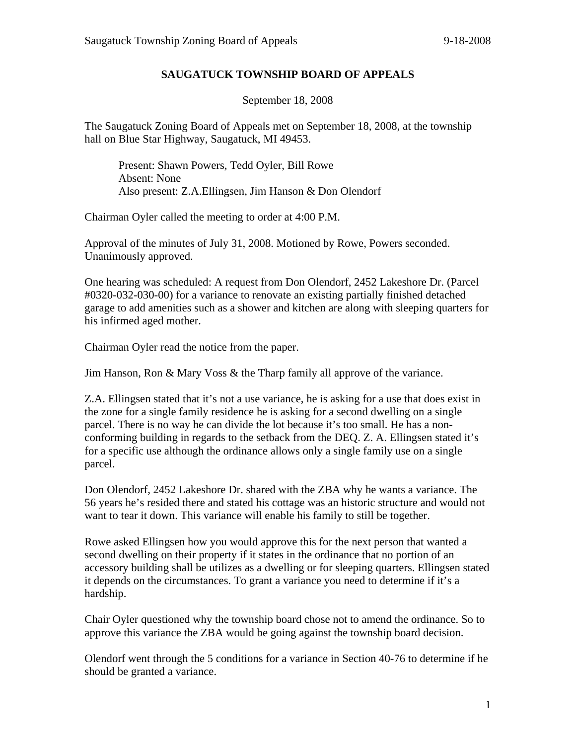# SAUGATUCK TOWNSHIP BOARD OF APPEALS

September 18, 2008

The Saugatuck Zoning Board of Appeals met on September 18, 2008, at the township hall on Blue Star Highway, Saugatuck, MI 49453.

> Present: Shawn Powers, Tedd Oyler, Bill Rowe
> Absent: None
> Also present: Z.A.Ellingsen, Jim Hanson & Don Olendorf

Chairman Oyler called the meeting to order at 4:00 P.M.

Approval of the minutes of July 31, 2008. Motioned by Rowe, Powers seconded. Unanimously approved.

One hearing was scheduled: A request from Don Olendorf, 2452 Lakeshore Dr. (Parcel #0320-032-030-00) for a variance to renovate an existing partially finished detached garage to add amenities such as a shower and kitchen are along with sleeping quarters for his infirmed aged mother.

Chairman Oyler read the notice from the paper.

Jim Hanson, Ron & Mary Voss & the Tharp family all approve of the variance.

Z.A. Ellingsen stated that it's not a use variance, he is asking for a use that does exist in the zone for a single family residence he is asking for a second dwelling on a single parcel. There is no way he can divide the lot because it's too small. He has a non-conforming building in regards to the setback from the DEQ. Z. A. Ellingsen stated it's for a specific use although the ordinance allows only a single family use on a single parcel.

Don Olendorf, 2452 Lakeshore Dr. shared with the ZBA why he wants a variance. The 56 years he's resided there and stated his cottage was an historic structure and would not want to tear it down. This variance will enable his family to still be together.

Rowe asked Ellingsen how you would approve this for the next person that wanted a second dwelling on their property if it states in the ordinance that no portion of an accessory building shall be utilizes as a dwelling or for sleeping quarters. Ellingsen stated it depends on the circumstances. To grant a variance you need to determine if it's a hardship.

Chair Oyler questioned why the township board chose not to amend the ordinance. So to approve this variance the ZBA would be going against the township board decision.

Olendorf went through the 5 conditions for a variance in Section 40-76 to determine if he should be granted a variance.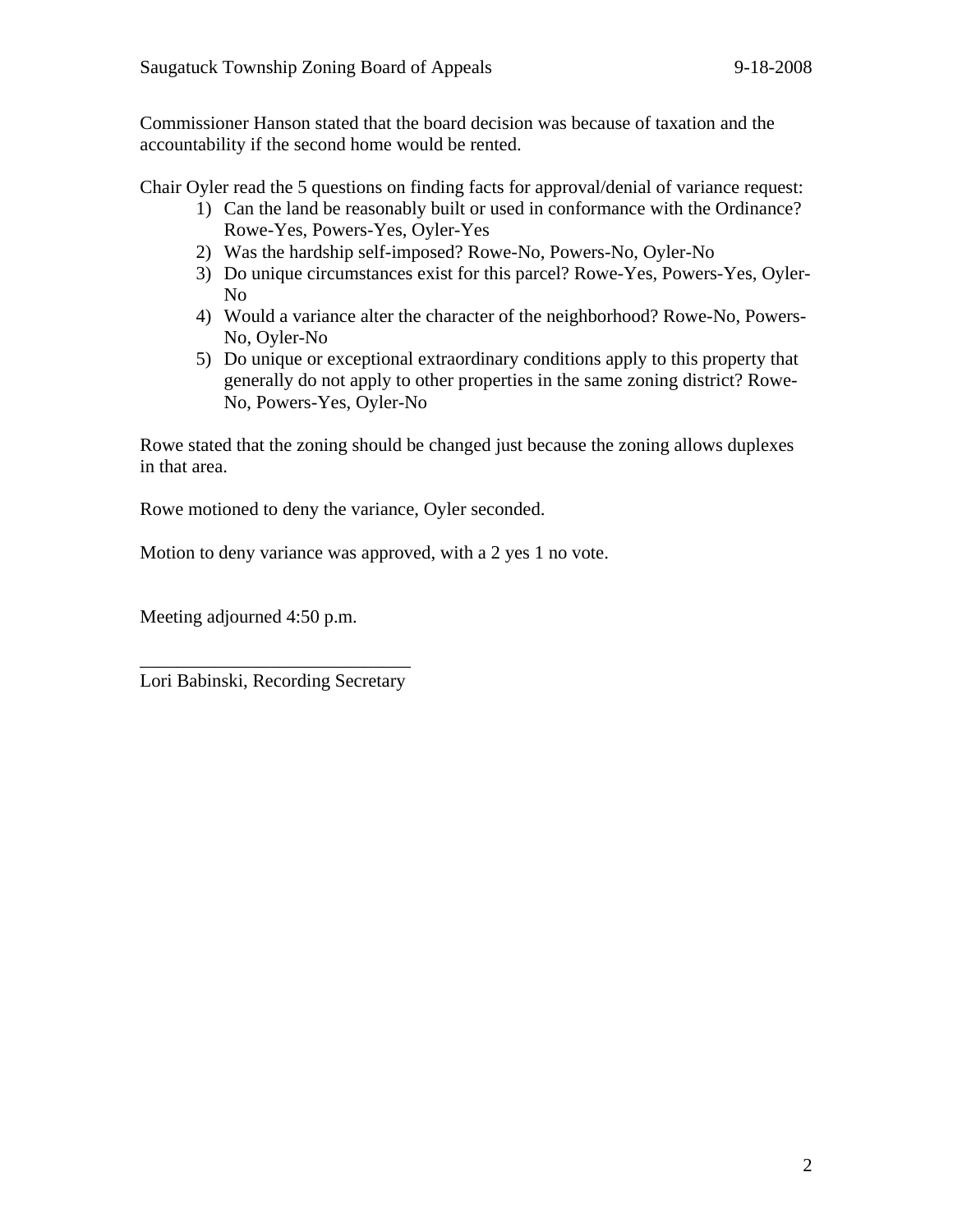Commissioner Hanson stated that the board decision was because of taxation and the accountability if the second home would be rented.

Chair Oyler read the 5 questions on finding facts for approval/denial of variance request:

1) Can the land be reasonably built or used in conformance with the Ordinance? Rowe-Yes, Powers-Yes, Oyler-Yes
2) Was the hardship self-imposed? Rowe-No, Powers-No, Oyler-No
3) Do unique circumstances exist for this parcel? Rowe-Yes, Powers-Yes, Oyler-No
4) Would a variance alter the character of the neighborhood? Rowe-No, Powers-No, Oyler-No
5) Do unique or exceptional extraordinary conditions apply to this property that generally do not apply to other properties in the same zoning district? Rowe-No, Powers-Yes, Oyler-No

Rowe stated that the zoning should be changed just because the zoning allows duplexes in that area.

Rowe motioned to deny the variance, Oyler seconded.

Motion to deny variance was approved, with a 2 yes 1 no vote.

Meeting adjourned 4:50 p.m.

____________________________
Lori Babinski, Recording Secretary